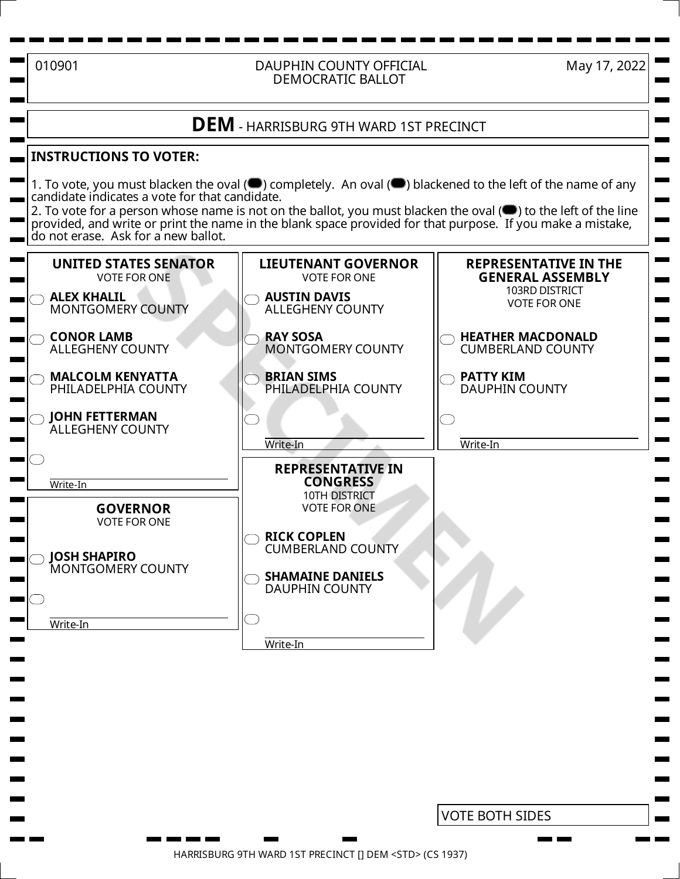010901

DAUPHIN COUNTY OFFICIAL
DEMOCRATIC BALLOT

May 17, 2022

# DEM - HARRISBURG 9TH WARD 1ST PRECINCT

**INSTRUCTIONS TO VOTER:**

1. To vote, you must blacken the oval (⬬) completely. An oval (⬬) blackened to the left of the name of any candidate indicates a vote for that candidate.
2. To vote for a person whose name is not on the ballot, you must blacken the oval (⬬) to the left of the line provided, and write or print the name in the blank space provided for that purpose. If you make a mistake, do not erase. Ask for a new ballot.

## UNITED STATES SENATOR
VOTE FOR ONE

- ⬭ **ALEX KHALIL**
  MONTGOMERY COUNTY
- ⬭ **CONOR LAMB**
  ALLEGHENY COUNTY
- ⬭ **MALCOLM KENYATTA**
  PHILADELPHIA COUNTY
- ⬭ **JOHN FETTERMAN**
  ALLEGHENY COUNTY
- ⬭ ____________________
  Write-In

## GOVERNOR
VOTE FOR ONE

- ⬭ **JOSH SHAPIRO**
  MONTGOMERY COUNTY
- ⬭ ____________________
  Write-In

## LIEUTENANT GOVERNOR
VOTE FOR ONE

- ⬭ **AUSTIN DAVIS**
  ALLEGHENY COUNTY
- ⬭ **RAY SOSA**
  MONTGOMERY COUNTY
- ⬭ **BRIAN SIMS**
  PHILADELPHIA COUNTY
- ⬭ ____________________
  Write-In

## REPRESENTATIVE IN CONGRESS
10TH DISTRICT
VOTE FOR ONE

- ⬭ **RICK COPLEN**
  CUMBERLAND COUNTY
- ⬭ **SHAMAINE DANIELS**
  DAUPHIN COUNTY
- ⬭ ____________________
  Write-In

## REPRESENTATIVE IN THE GENERAL ASSEMBLY
103RD DISTRICT
VOTE FOR ONE

- ⬭ **HEATHER MACDONALD**
  CUMBERLAND COUNTY
- ⬭ **PATTY KIM**
  DAUPHIN COUNTY
- ⬭ ____________________
  Write-In

VOTE BOTH SIDES

HARRISBURG 9TH WARD 1ST PRECINCT [] DEM <STD> (CS 1937)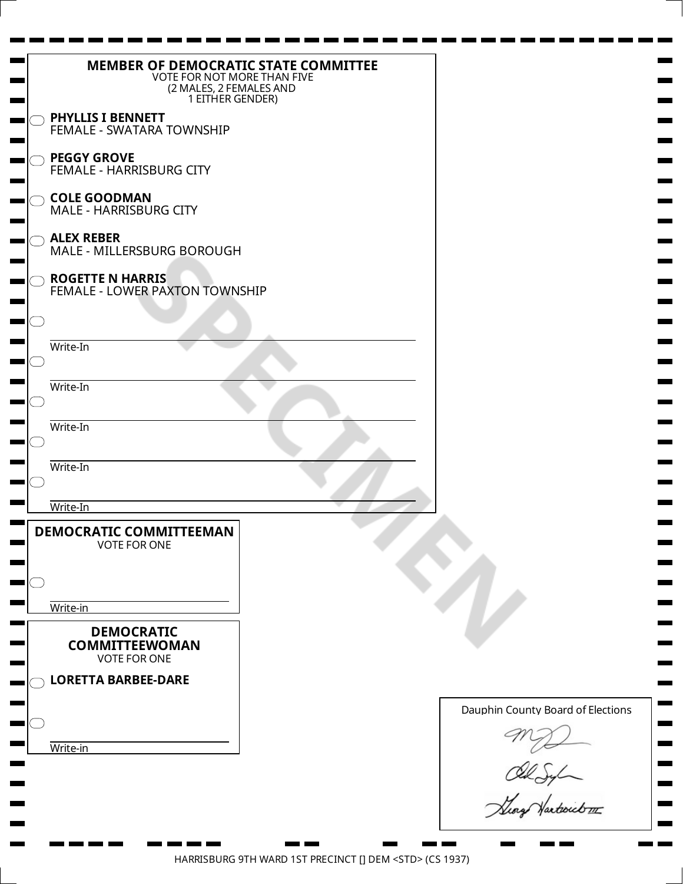## MEMBER OF DEMOCRATIC STATE COMMITTEE

VOTE FOR NOT MORE THAN FIVE
(2 MALES, 2 FEMALES AND
1 EITHER GENDER)

- **PHYLLIS I BENNETT**
  FEMALE - SWATARA TOWNSHIP
- **PEGGY GROVE**
  FEMALE - HARRISBURG CITY
- **COLE GOODMAN**
  MALE - HARRISBURG CITY
- **ALEX REBER**
  MALE - MILLERSBURG BOROUGH
- **ROGETTE N HARRIS**
  FEMALE - LOWER PAXTON TOWNSHIP
- Write-In
- Write-In
- Write-In
- Write-In
- Write-In

## DEMOCRATIC COMMITTEEMAN

VOTE FOR ONE

- Write-in

## DEMOCRATIC COMMITTEEWOMAN

VOTE FOR ONE

- **LORETTA BARBEE-DARE**
- Write-in

Dauphin County Board of Elections

HARRISBURG 9TH WARD 1ST PRECINCT [] DEM <STD> (CS 1937)